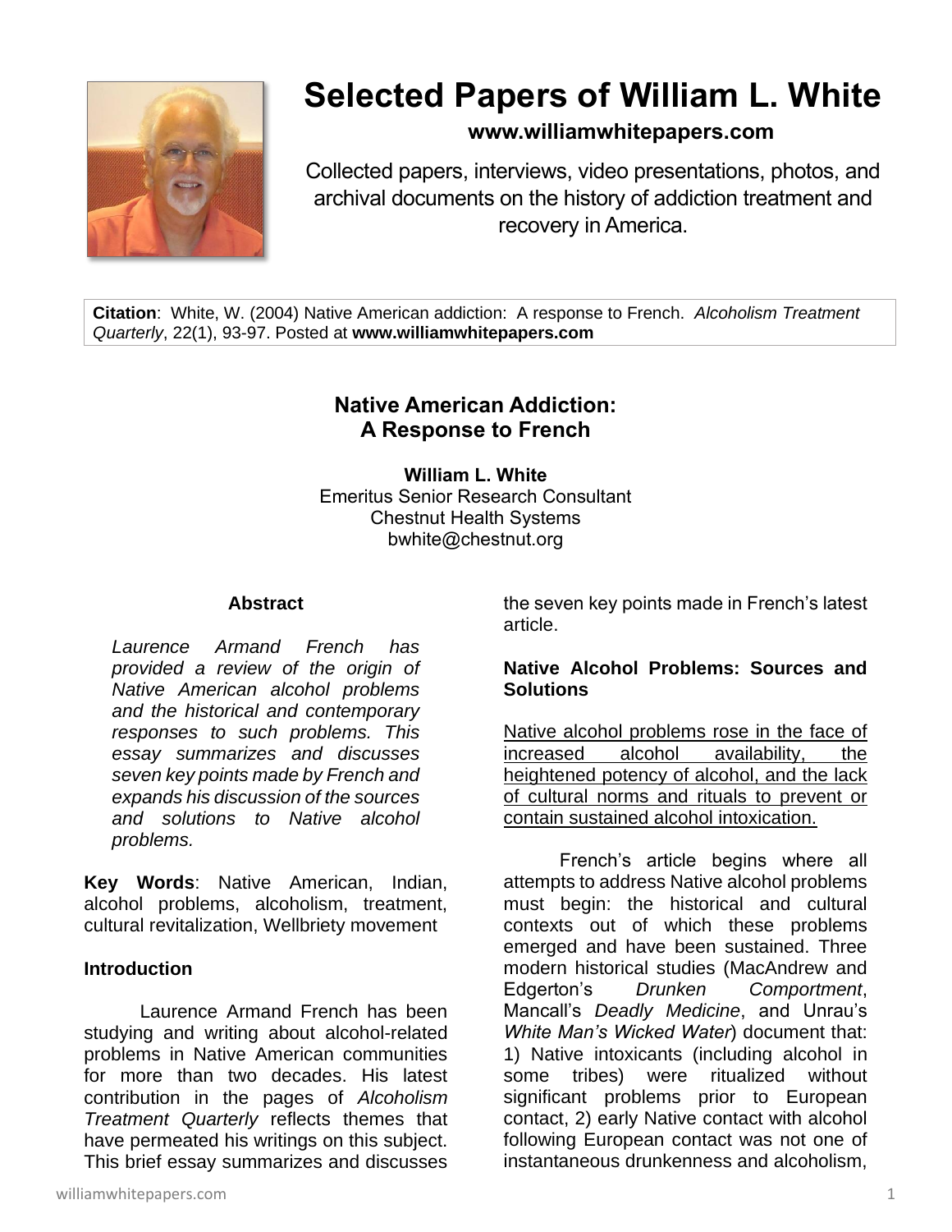# Selected Papers of William L. White

**www.williamwhitepapers.com**

Collected papers, interviews, video presentations, photos, and archival documents on the history of addiction treatment and recovery in America.

**Citation**: White, W. (2004) Native American addiction: A response to French. *Alcoholism Treatment Quarterly*, 22(1), 93-97. Posted at **www.williamwhitepapers.com**

## Native American Addiction: A Response to French

**William L. White**
Emeritus Senior Research Consultant
Chestnut Health Systems
bwhite@chestnut.org

### Abstract

*Laurence Armand French has provided a review of the origin of Native American alcohol problems and the historical and contemporary responses to such problems. This essay summarizes and discusses seven key points made by French and expands his discussion of the sources and solutions to Native alcohol problems.*

**Key Words**: Native American, Indian, alcohol problems, alcoholism, treatment, cultural revitalization, Wellbriety movement

### Introduction

Laurence Armand French has been studying and writing about alcohol-related problems in Native American communities for more than two decades. His latest contribution in the pages of *Alcoholism Treatment Quarterly* reflects themes that have permeated his writings on this subject. This brief essay summarizes and discusses the seven key points made in French's latest article.

### Native Alcohol Problems: Sources and Solutions

<u>Native alcohol problems rose in the face of increased alcohol availability, the heightened potency of alcohol, and the lack of cultural norms and rituals to prevent or contain sustained alcohol intoxication.</u>

French's article begins where all attempts to address Native alcohol problems must begin: the historical and cultural contexts out of which these problems emerged and have been sustained. Three modern historical studies (MacAndrew and Edgerton's *Drunken Comportment*, Mancall's *Deadly Medicine*, and Unrau's *White Man's Wicked Water*) document that: 1) Native intoxicants (including alcohol in some tribes) were ritualized without significant problems prior to European contact, 2) early Native contact with alcohol following European contact was not one of instantaneous drunkenness and alcoholism,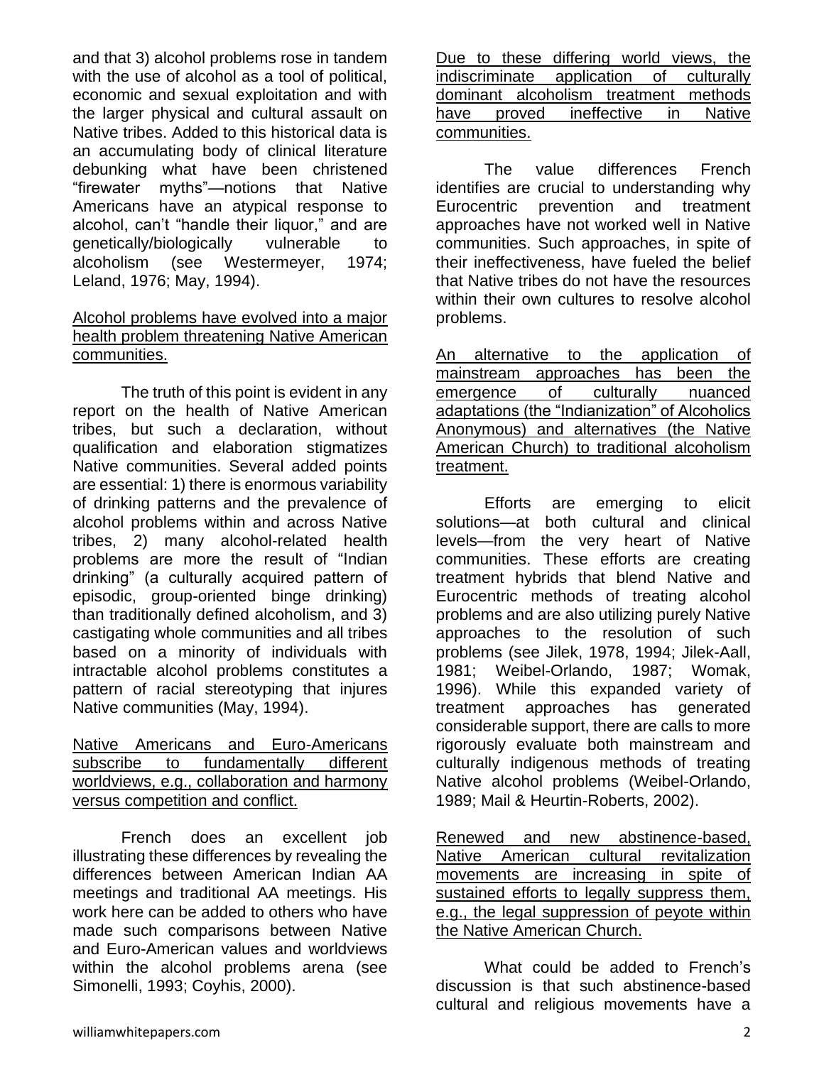and that 3) alcohol problems rose in tandem with the use of alcohol as a tool of political, economic and sexual exploitation and with the larger physical and cultural assault on Native tribes. Added to this historical data is an accumulating body of clinical literature debunking what have been christened "firewater myths"—notions that Native Americans have an atypical response to alcohol, can't "handle their liquor," and are genetically/biologically vulnerable to alcoholism (see Westermeyer, 1974; Leland, 1976; May, 1994).

<u>Alcohol problems have evolved into a major health problem threatening Native American communities.</u>

The truth of this point is evident in any report on the health of Native American tribes, but such a declaration, without qualification and elaboration stigmatizes Native communities. Several added points are essential: 1) there is enormous variability of drinking patterns and the prevalence of alcohol problems within and across Native tribes, 2) many alcohol-related health problems are more the result of "Indian drinking" (a culturally acquired pattern of episodic, group-oriented binge drinking) than traditionally defined alcoholism, and 3) castigating whole communities and all tribes based on a minority of individuals with intractable alcohol problems constitutes a pattern of racial stereotyping that injures Native communities (May, 1994).

<u>Native Americans and Euro-Americans subscribe to fundamentally different worldviews, e.g., collaboration and harmony versus competition and conflict.</u>

French does an excellent job illustrating these differences by revealing the differences between American Indian AA meetings and traditional AA meetings. His work here can be added to others who have made such comparisons between Native and Euro-American values and worldviews within the alcohol problems arena (see Simonelli, 1993; Coyhis, 2000).

<u>Due to these differing world views, the indiscriminate application of culturally dominant alcoholism treatment methods have proved ineffective in Native communities.</u>

The value differences French identifies are crucial to understanding why Eurocentric prevention and treatment approaches have not worked well in Native communities. Such approaches, in spite of their ineffectiveness, have fueled the belief that Native tribes do not have the resources within their own cultures to resolve alcohol problems.

<u>An alternative to the application of mainstream approaches has been the emergence of culturally nuanced adaptations (the "Indianization" of Alcoholics Anonymous) and alternatives (the Native American Church) to traditional alcoholism treatment.</u>

Efforts are emerging to elicit solutions—at both cultural and clinical levels—from the very heart of Native communities. These efforts are creating treatment hybrids that blend Native and Eurocentric methods of treating alcohol problems and are also utilizing purely Native approaches to the resolution of such problems (see Jilek, 1978, 1994; Jilek-Aall, 1981; Weibel-Orlando, 1987; Womak, 1996). While this expanded variety of treatment approaches has generated considerable support, there are calls to more rigorously evaluate both mainstream and culturally indigenous methods of treating Native alcohol problems (Weibel-Orlando, 1989; Mail & Heurtin-Roberts, 2002).

<u>Renewed and new abstinence-based, Native American cultural revitalization movements are increasing in spite of sustained efforts to legally suppress them, e.g., the legal suppression of peyote within the Native American Church.</u>

What could be added to French's discussion is that such abstinence-based cultural and religious movements have a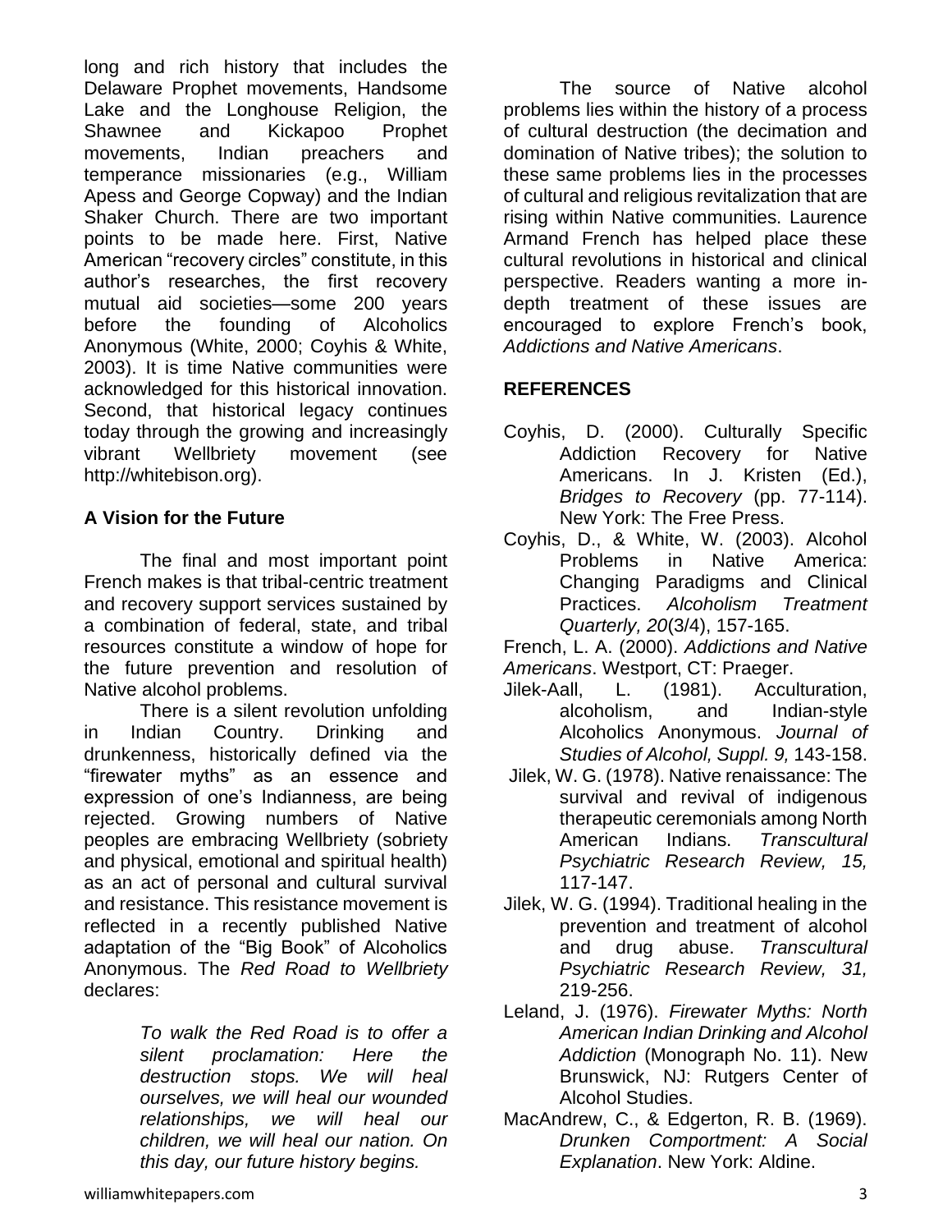long and rich history that includes the Delaware Prophet movements, Handsome Lake and the Longhouse Religion, the Shawnee and Kickapoo Prophet movements, Indian preachers and temperance missionaries (e.g., William Apess and George Copway) and the Indian Shaker Church. There are two important points to be made here. First, Native American "recovery circles" constitute, in this author's researches, the first recovery mutual aid societies—some 200 years before the founding of Alcoholics Anonymous (White, 2000; Coyhis & White, 2003). It is time Native communities were acknowledged for this historical innovation. Second, that historical legacy continues today through the growing and increasingly vibrant Wellbriety movement (see http://whitebison.org).

## A Vision for the Future

The final and most important point French makes is that tribal-centric treatment and recovery support services sustained by a combination of federal, state, and tribal resources constitute a window of hope for the future prevention and resolution of Native alcohol problems.

There is a silent revolution unfolding in Indian Country. Drinking and drunkenness, historically defined via the "firewater myths" as an essence and expression of one's Indianness, are being rejected. Growing numbers of Native peoples are embracing Wellbriety (sobriety and physical, emotional and spiritual health) as an act of personal and cultural survival and resistance. This resistance movement is reflected in a recently published Native adaptation of the "Big Book" of Alcoholics Anonymous. The *Red Road to Wellbriety* declares:

> *To walk the Red Road is to offer a silent proclamation: Here the destruction stops. We will heal ourselves, we will heal our wounded relationships, we will heal our children, we will heal our nation. On this day, our future history begins.*

The source of Native alcohol problems lies within the history of a process of cultural destruction (the decimation and domination of Native tribes); the solution to these same problems lies in the processes of cultural and religious revitalization that are rising within Native communities. Laurence Armand French has helped place these cultural revolutions in historical and clinical perspective. Readers wanting a more in-depth treatment of these issues are encouraged to explore French's book, *Addictions and Native Americans*.

## REFERENCES

Coyhis, D. (2000). Culturally Specific Addiction Recovery for Native Americans. In J. Kristen (Ed.), *Bridges to Recovery* (pp. 77-114). New York: The Free Press.

Coyhis, D., & White, W. (2003). Alcohol Problems in Native America: Changing Paradigms and Clinical Practices. *Alcoholism Treatment Quarterly, 20*(3/4), 157-165.

French, L. A. (2000). *Addictions and Native Americans*. Westport, CT: Praeger.

Jilek-Aall, L. (1981). Acculturation, alcoholism, and Indian-style Alcoholics Anonymous. *Journal of Studies of Alcohol, Suppl. 9,* 143-158.

Jilek, W. G. (1978). Native renaissance: The survival and revival of indigenous therapeutic ceremonials among North American Indians. *Transcultural Psychiatric Research Review, 15,* 117-147.

Jilek, W. G. (1994). Traditional healing in the prevention and treatment of alcohol and drug abuse. *Transcultural Psychiatric Research Review, 31,* 219-256.

Leland, J. (1976). *Firewater Myths: North American Indian Drinking and Alcohol Addiction* (Monograph No. 11). New Brunswick, NJ: Rutgers Center of Alcohol Studies.

MacAndrew, C., & Edgerton, R. B. (1969). *Drunken Comportment: A Social Explanation*. New York: Aldine.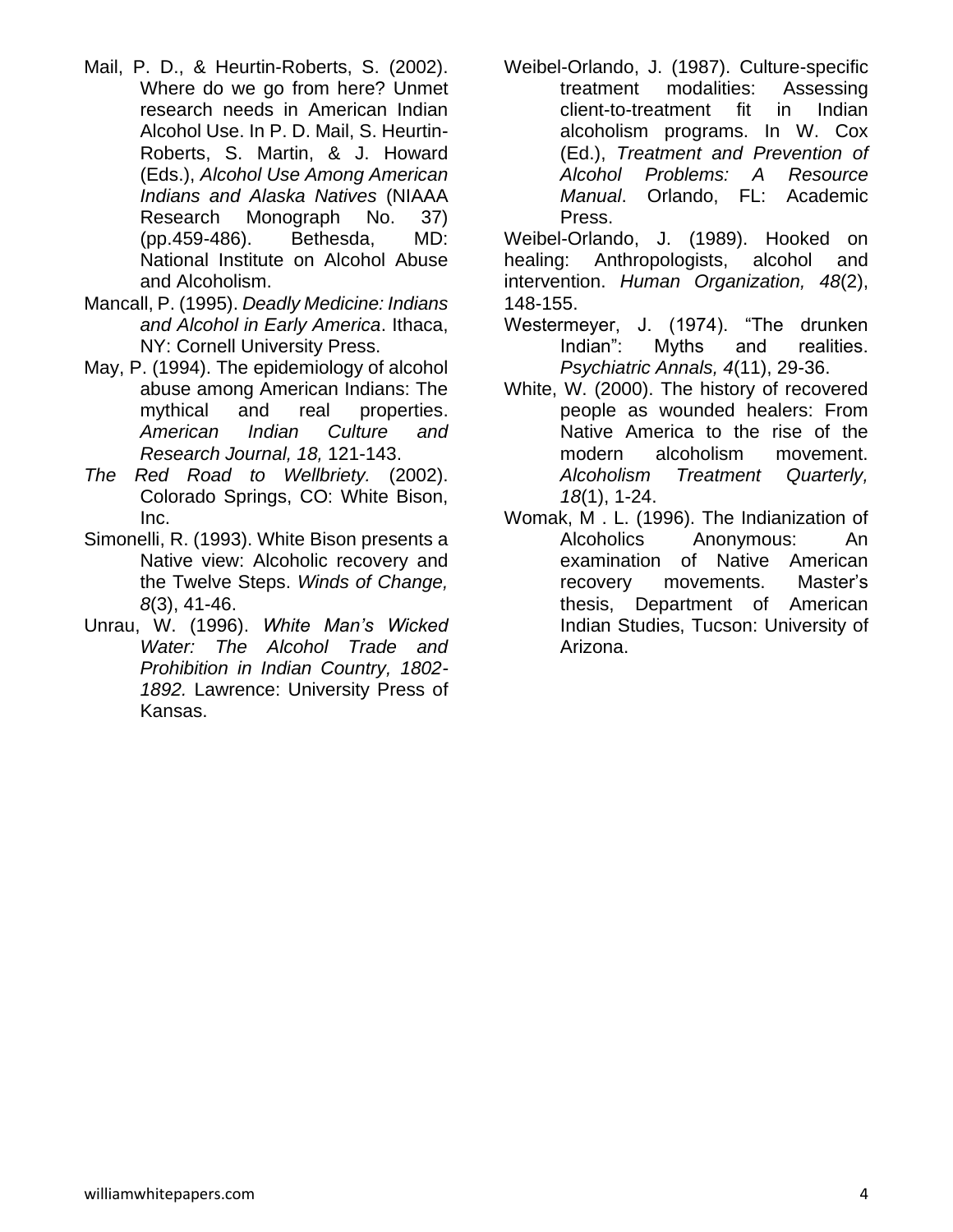Mail, P. D., & Heurtin-Roberts, S. (2002). Where do we go from here? Unmet research needs in American Indian Alcohol Use. In P. D. Mail, S. Heurtin-Roberts, S. Martin, & J. Howard (Eds.), *Alcohol Use Among American Indians and Alaska Natives* (NIAAA Research Monograph No. 37) (pp.459-486). Bethesda, MD: National Institute on Alcohol Abuse and Alcoholism.

Mancall, P. (1995). *Deadly Medicine: Indians and Alcohol in Early America*. Ithaca, NY: Cornell University Press.

May, P. (1994). The epidemiology of alcohol abuse among American Indians: The mythical and real properties. *American Indian Culture and Research Journal, 18,* 121-143.

*The Red Road to Wellbriety.* (2002). Colorado Springs, CO: White Bison, Inc.

Simonelli, R. (1993). White Bison presents a Native view: Alcoholic recovery and the Twelve Steps. *Winds of Change, 8*(3), 41-46.

Unrau, W. (1996). *White Man's Wicked Water: The Alcohol Trade and Prohibition in Indian Country, 1802-1892.* Lawrence: University Press of Kansas.

Weibel-Orlando, J. (1987). Culture-specific treatment modalities: Assessing client-to-treatment fit in Indian alcoholism programs. In W. Cox (Ed.), *Treatment and Prevention of Alcohol Problems: A Resource Manual*. Orlando, FL: Academic Press.

Weibel-Orlando, J. (1989). Hooked on healing: Anthropologists, alcohol and intervention. *Human Organization, 48*(2), 148-155.

Westermeyer, J. (1974). "The drunken Indian": Myths and realities. *Psychiatric Annals, 4*(11), 29-36.

White, W. (2000). The history of recovered people as wounded healers: From Native America to the rise of the modern alcoholism movement. *Alcoholism Treatment Quarterly, 18*(1), 1-24.

Womak, M . L. (1996). The Indianization of Alcoholics Anonymous: An examination of Native American recovery movements. Master's thesis, Department of American Indian Studies, Tucson: University of Arizona.